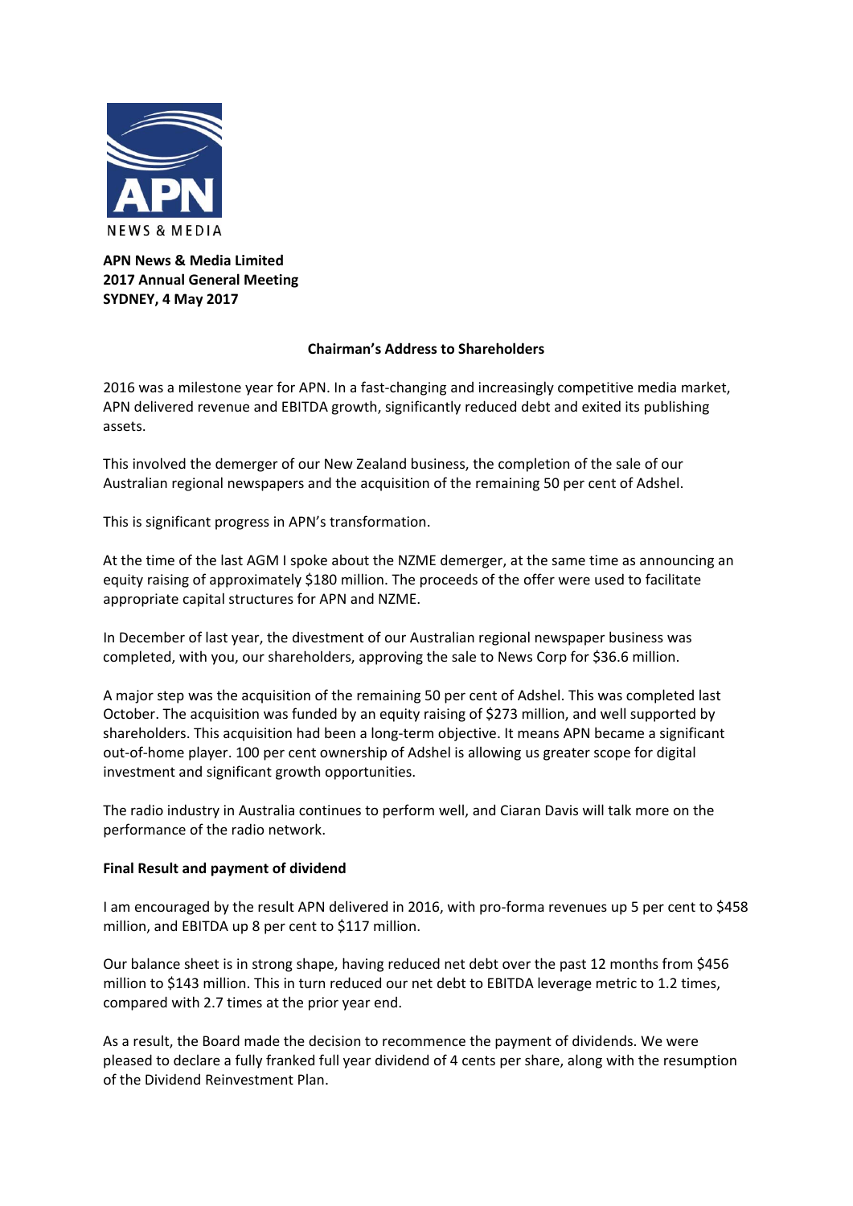**APN News & Media Limited**
**2017 Annual General Meeting**
**SYDNEY, 4 May 2017**

## Chairman's Address to Shareholders

2016 was a milestone year for APN. In a fast-changing and increasingly competitive media market, APN delivered revenue and EBITDA growth, significantly reduced debt and exited its publishing assets.

This involved the demerger of our New Zealand business, the completion of the sale of our Australian regional newspapers and the acquisition of the remaining 50 per cent of Adshel.

This is significant progress in APN's transformation.

At the time of the last AGM I spoke about the NZME demerger, at the same time as announcing an equity raising of approximately $180 million. The proceeds of the offer were used to facilitate appropriate capital structures for APN and NZME.

In December of last year, the divestment of our Australian regional newspaper business was completed, with you, our shareholders, approving the sale to News Corp for $36.6 million.

A major step was the acquisition of the remaining 50 per cent of Adshel. This was completed last October. The acquisition was funded by an equity raising of $273 million, and well supported by shareholders. This acquisition had been a long-term objective. It means APN became a significant out-of-home player. 100 per cent ownership of Adshel is allowing us greater scope for digital investment and significant growth opportunities.

The radio industry in Australia continues to perform well, and Ciaran Davis will talk more on the performance of the radio network.

### Final Result and payment of dividend

I am encouraged by the result APN delivered in 2016, with pro-forma revenues up 5 per cent to $458 million, and EBITDA up 8 per cent to $117 million.

Our balance sheet is in strong shape, having reduced net debt over the past 12 months from $456 million to $143 million. This in turn reduced our net debt to EBITDA leverage metric to 1.2 times, compared with 2.7 times at the prior year end.

As a result, the Board made the decision to recommence the payment of dividends. We were pleased to declare a fully franked full year dividend of 4 cents per share, along with the resumption of the Dividend Reinvestment Plan.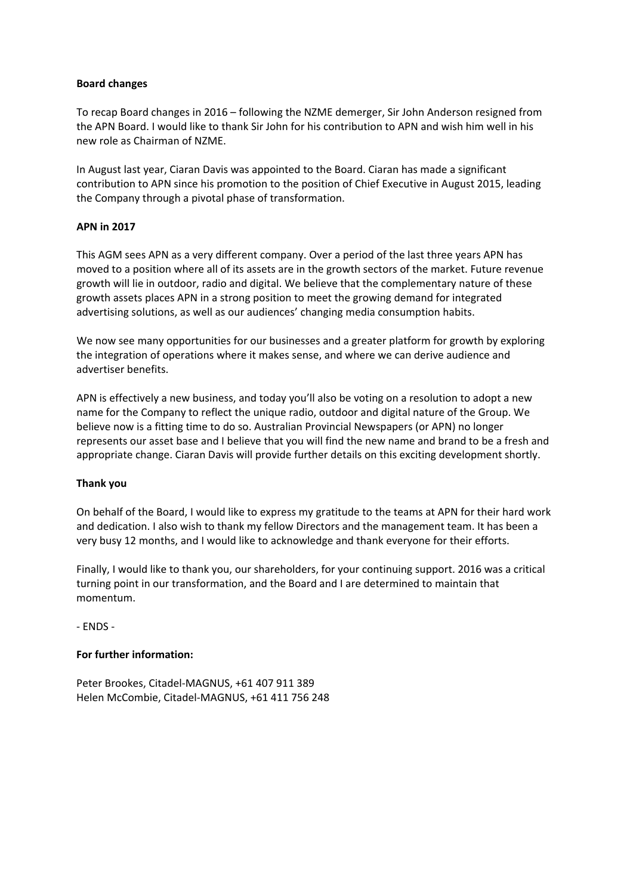**Board changes**

To recap Board changes in 2016 – following the NZME demerger, Sir John Anderson resigned from the APN Board. I would like to thank Sir John for his contribution to APN and wish him well in his new role as Chairman of NZME.

In August last year, Ciaran Davis was appointed to the Board. Ciaran has made a significant contribution to APN since his promotion to the position of Chief Executive in August 2015, leading the Company through a pivotal phase of transformation.

**APN in 2017**

This AGM sees APN as a very different company. Over a period of the last three years APN has moved to a position where all of its assets are in the growth sectors of the market. Future revenue growth will lie in outdoor, radio and digital. We believe that the complementary nature of these growth assets places APN in a strong position to meet the growing demand for integrated advertising solutions, as well as our audiences' changing media consumption habits.

We now see many opportunities for our businesses and a greater platform for growth by exploring the integration of operations where it makes sense, and where we can derive audience and advertiser benefits.

APN is effectively a new business, and today you'll also be voting on a resolution to adopt a new name for the Company to reflect the unique radio, outdoor and digital nature of the Group. We believe now is a fitting time to do so. Australian Provincial Newspapers (or APN) no longer represents our asset base and I believe that you will find the new name and brand to be a fresh and appropriate change. Ciaran Davis will provide further details on this exciting development shortly.

**Thank you**

On behalf of the Board, I would like to express my gratitude to the teams at APN for their hard work and dedication. I also wish to thank my fellow Directors and the management team. It has been a very busy 12 months, and I would like to acknowledge and thank everyone for their efforts.

Finally, I would like to thank you, our shareholders, for your continuing support. 2016 was a critical turning point in our transformation, and the Board and I are determined to maintain that momentum.

- ENDS -

**For further information:**

Peter Brookes, Citadel-MAGNUS, +61 407 911 389
Helen McCombie, Citadel-MAGNUS, +61 411 756 248